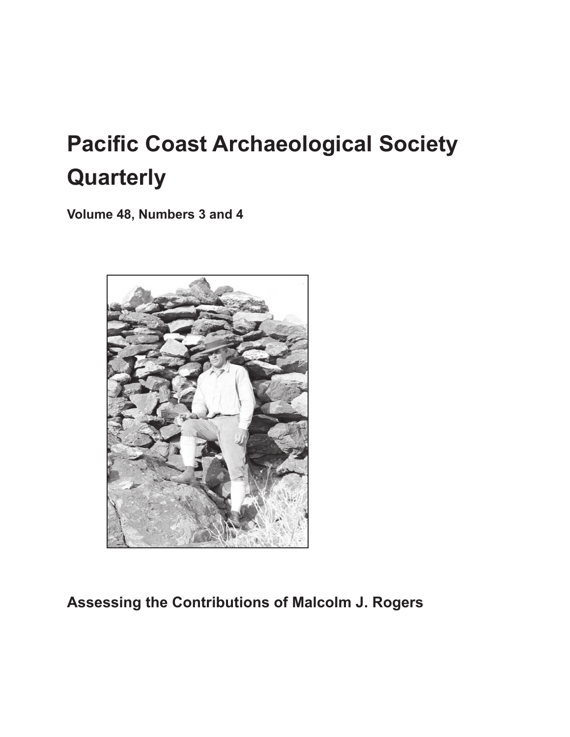# Pacific Coast Archaeological Society Quarterly

**Volume 48, Numbers 3 and 4**

## Assessing the Contributions of Malcolm J. Rogers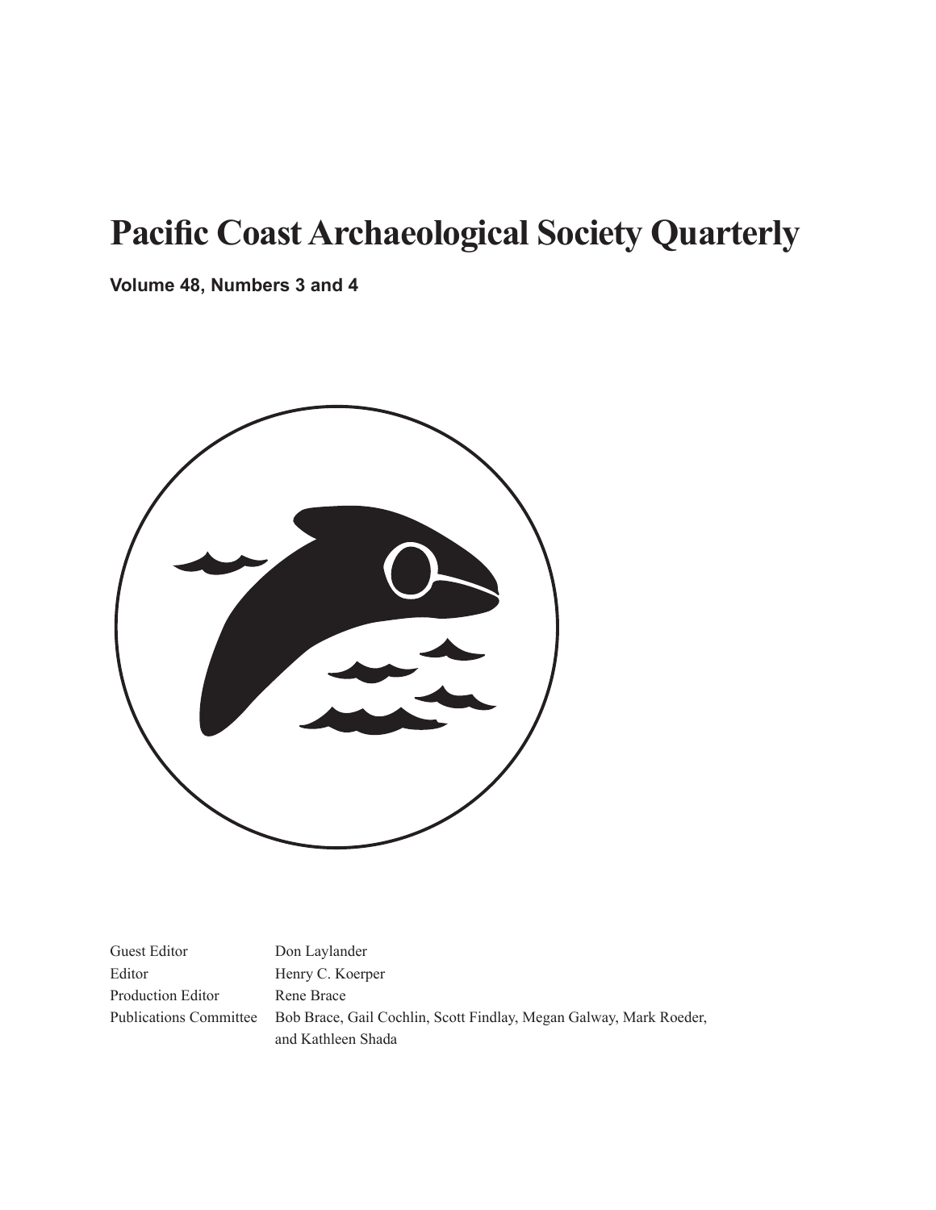# Pacific Coast Archaeological Society Quarterly

**Volume 48, Numbers 3 and 4**

| | |
|---|---|
| Guest Editor | Don Laylander |
| Editor | Henry C. Koerper |
| Production Editor | Rene Brace |
| Publications Committee | Bob Brace, Gail Cochlin, Scott Findlay, Megan Galway, Mark Roeder, and Kathleen Shada |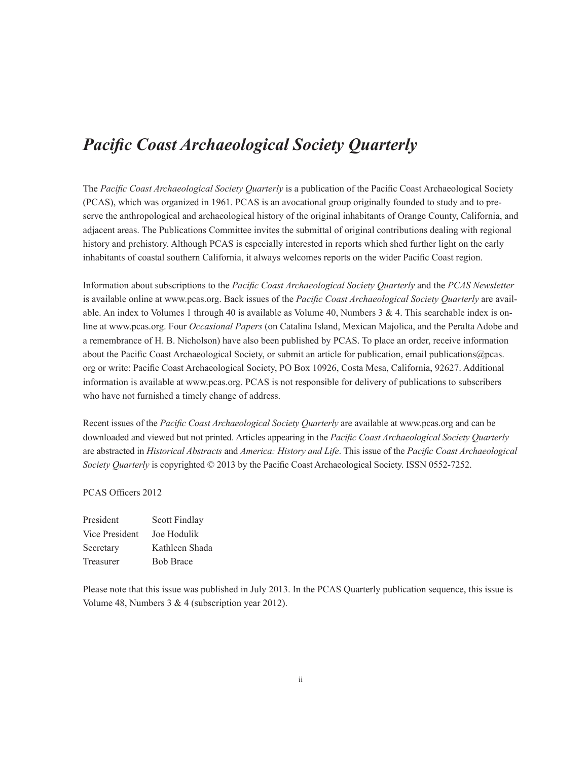# *Pacific Coast Archaeological Society Quarterly*

The *Pacific Coast Archaeological Society Quarterly* is a publication of the Pacific Coast Archaeological Society (PCAS), which was organized in 1961. PCAS is an avocational group originally founded to study and to preserve the anthropological and archaeological history of the original inhabitants of Orange County, California, and adjacent areas. The Publications Committee invites the submittal of original contributions dealing with regional history and prehistory. Although PCAS is especially interested in reports which shed further light on the early inhabitants of coastal southern California, it always welcomes reports on the wider Pacific Coast region.

Information about subscriptions to the *Pacific Coast Archaeological Society Quarterly* and the *PCAS Newsletter* is available online at www.pcas.org. Back issues of the *Pacific Coast Archaeological Society Quarterly* are available. An index to Volumes 1 through 40 is available as Volume 40, Numbers 3 & 4. This searchable index is online at www.pcas.org. Four *Occasional Papers* (on Catalina Island, Mexican Majolica, and the Peralta Adobe and a remembrance of H. B. Nicholson) have also been published by PCAS. To place an order, receive information about the Pacific Coast Archaeological Society, or submit an article for publication, email publications@pcas.org or write: Pacific Coast Archaeological Society, PO Box 10926, Costa Mesa, California, 92627. Additional information is available at www.pcas.org. PCAS is not responsible for delivery of publications to subscribers who have not furnished a timely change of address.

Recent issues of the *Pacific Coast Archaeological Society Quarterly* are available at www.pcas.org and can be downloaded and viewed but not printed. Articles appearing in the *Pacific Coast Archaeological Society Quarterly* are abstracted in *Historical Abstracts* and *America: History and Life*. This issue of the *Pacific Coast Archaeological Society Quarterly* is copyrighted © 2013 by the Pacific Coast Archaeological Society. ISSN 0552-7252.

PCAS Officers 2012

| | |
|---|---|
| President | Scott Findlay |
| Vice President | Joe Hodulik |
| Secretary | Kathleen Shada |
| Treasurer | Bob Brace |

Please note that this issue was published in July 2013. In the PCAS Quarterly publication sequence, this issue is Volume 48, Numbers 3 & 4 (subscription year 2012).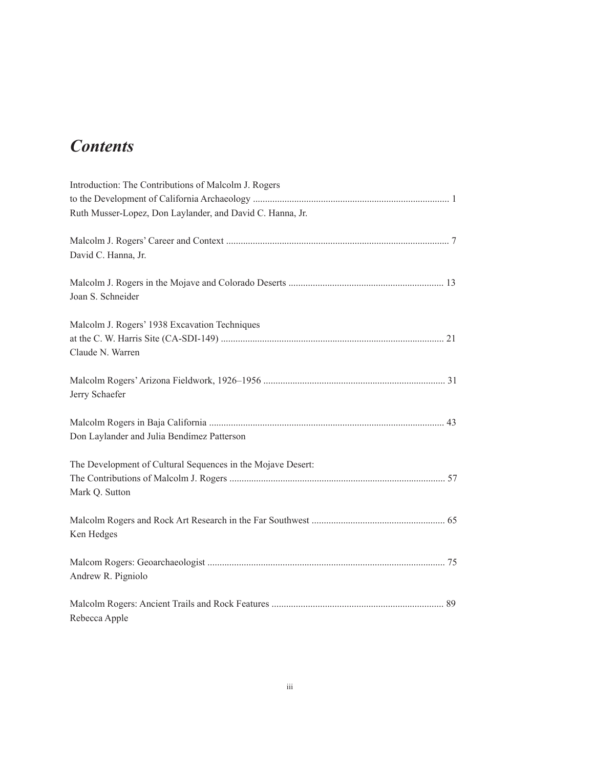# *Contents*

Introduction: The Contributions of Malcolm J. Rogers
to the Development of California Archaeology ................................................................................ 1
Ruth Musser-Lopez, Don Laylander, and David C. Hanna, Jr.

Malcolm J. Rogers' Career and Context ........................................................................................... 7
David C. Hanna, Jr.

Malcolm J. Rogers in the Mojave and Colorado Deserts ............................................................... 13
Joan S. Schneider

Malcolm J. Rogers' 1938 Excavation Techniques
at the C. W. Harris Site (CA-SDI-149) ........................................................................................... 21
Claude N. Warren

Malcolm Rogers' Arizona Fieldwork, 1926–1956 .......................................................................... 31
Jerry Schaefer

Malcolm Rogers in Baja California ................................................................................................ 43
Don Laylander and Julia Bendímez Patterson

The Development of Cultural Sequences in the Mojave Desert:
The Contributions of Malcolm J. Rogers ........................................................................................ 57
Mark Q. Sutton

Malcolm Rogers and Rock Art Research in the Far Southwest ...................................................... 65
Ken Hedges

Malcom Rogers: Geoarchaeologist ................................................................................................. 75
Andrew R. Pigniolo

Malcolm Rogers: Ancient Trails and Rock Features ...................................................................... 89
Rebecca Apple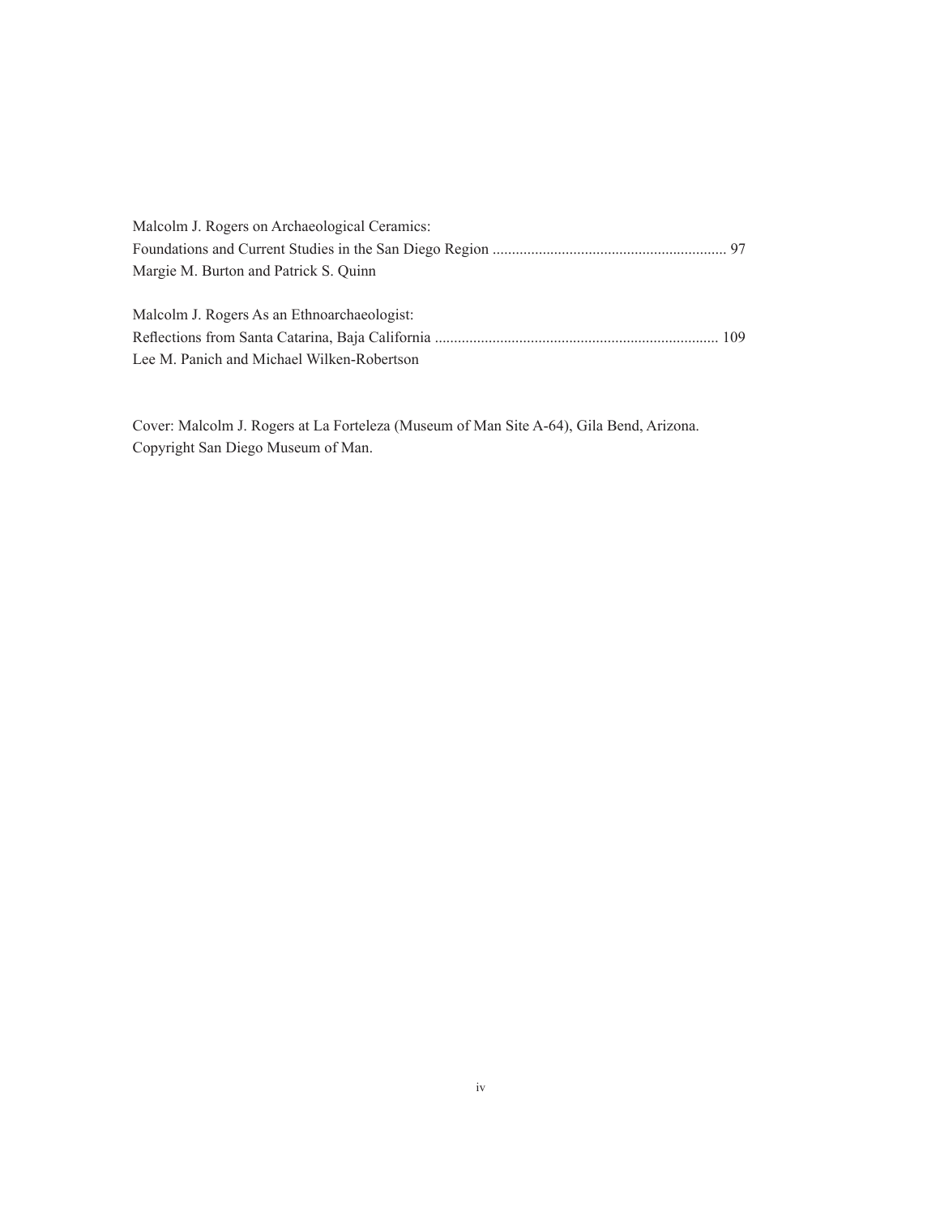Malcolm J. Rogers on Archaeological Ceramics:
Foundations and Current Studies in the San Diego Region ............................................................. 97
Margie M. Burton and Patrick S. Quinn

Malcolm J. Rogers As an Ethnoarchaeologist:
Reflections from Santa Catarina, Baja California ......................................................................... 109
Lee M. Panich and Michael Wilken-Robertson

Cover: Malcolm J. Rogers at La Forteleza (Museum of Man Site A-64), Gila Bend, Arizona.
Copyright San Diego Museum of Man.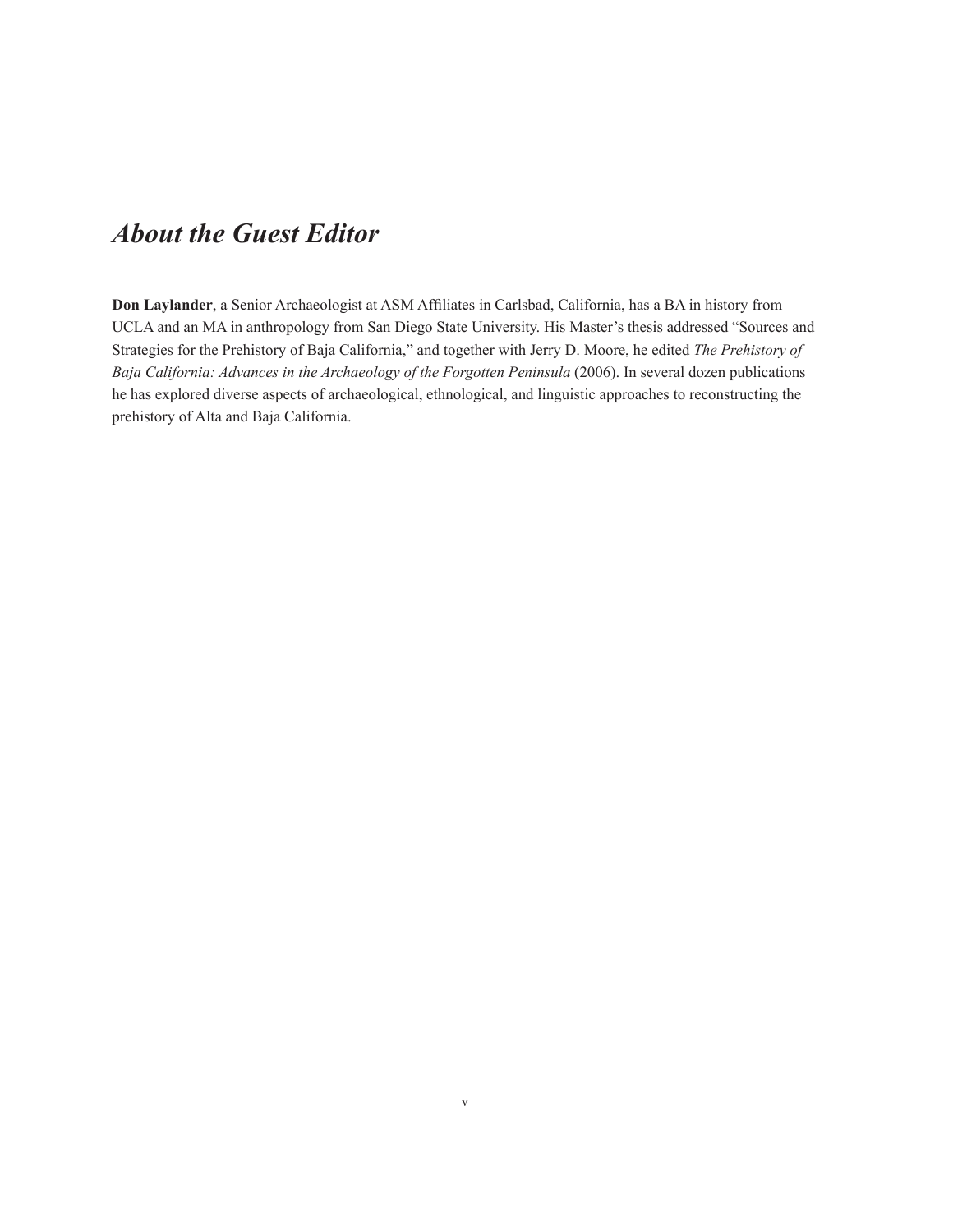# *About the Guest Editor*

**Don Laylander**, a Senior Archaeologist at ASM Affiliates in Carlsbad, California, has a BA in history from UCLA and an MA in anthropology from San Diego State University. His Master's thesis addressed "Sources and Strategies for the Prehistory of Baja California," and together with Jerry D. Moore, he edited *The Prehistory of Baja California: Advances in the Archaeology of the Forgotten Peninsula* (2006). In several dozen publications he has explored diverse aspects of archaeological, ethnological, and linguistic approaches to reconstructing the prehistory of Alta and Baja California.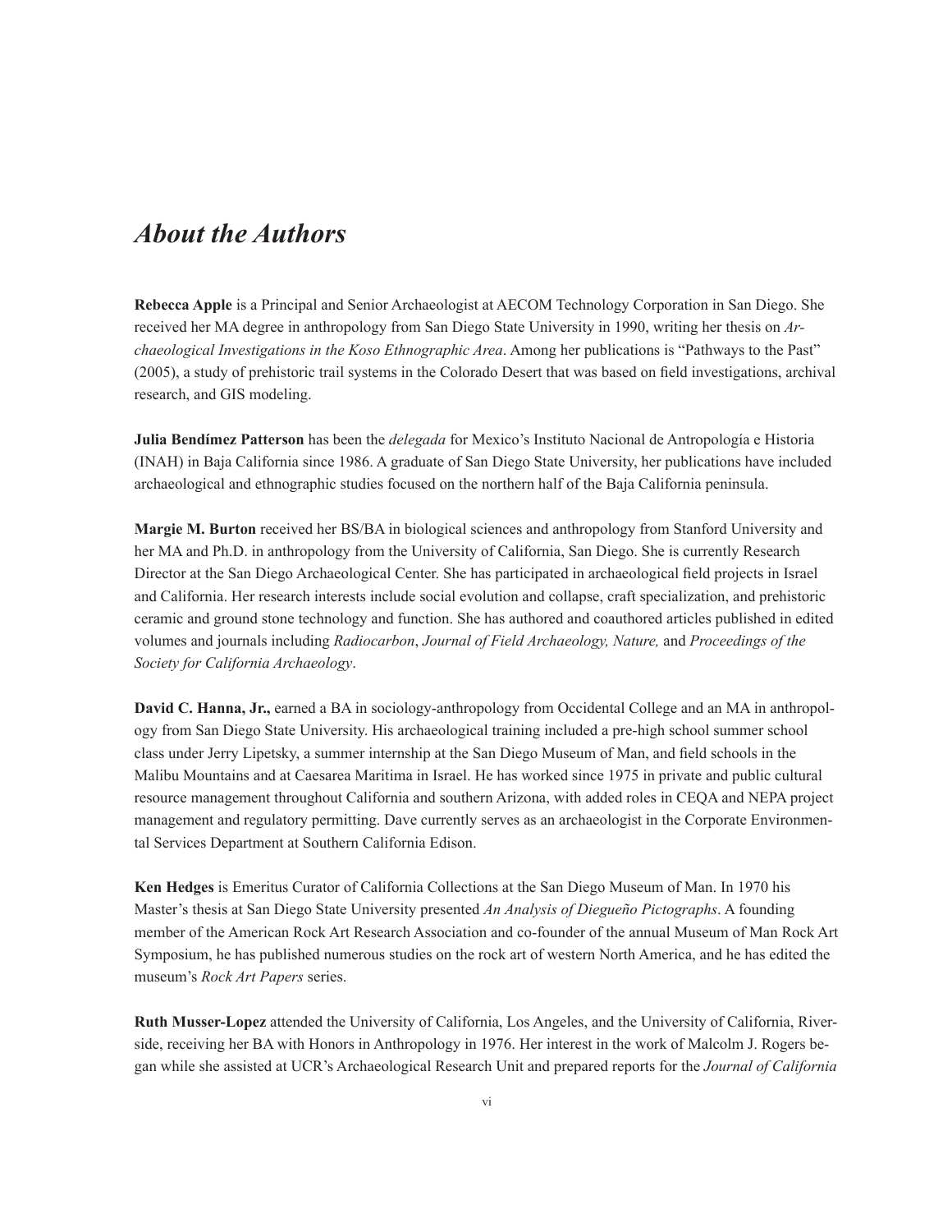# *About the Authors*

**Rebecca Apple** is a Principal and Senior Archaeologist at AECOM Technology Corporation in San Diego. She received her MA degree in anthropology from San Diego State University in 1990, writing her thesis on *Archaeological Investigations in the Koso Ethnographic Area*. Among her publications is "Pathways to the Past" (2005), a study of prehistoric trail systems in the Colorado Desert that was based on field investigations, archival research, and GIS modeling.

**Julia Bendímez Patterson** has been the *delegada* for Mexico's Instituto Nacional de Antropología e Historia (INAH) in Baja California since 1986. A graduate of San Diego State University, her publications have included archaeological and ethnographic studies focused on the northern half of the Baja California peninsula.

**Margie M. Burton** received her BS/BA in biological sciences and anthropology from Stanford University and her MA and Ph.D. in anthropology from the University of California, San Diego. She is currently Research Director at the San Diego Archaeological Center. She has participated in archaeological field projects in Israel and California. Her research interests include social evolution and collapse, craft specialization, and prehistoric ceramic and ground stone technology and function. She has authored and coauthored articles published in edited volumes and journals including *Radiocarbon*, *Journal of Field Archaeology, Nature,* and *Proceedings of the Society for California Archaeology*.

**David C. Hanna, Jr.,** earned a BA in sociology-anthropology from Occidental College and an MA in anthropology from San Diego State University. His archaeological training included a pre-high school summer school class under Jerry Lipetsky, a summer internship at the San Diego Museum of Man, and field schools in the Malibu Mountains and at Caesarea Maritima in Israel. He has worked since 1975 in private and public cultural resource management throughout California and southern Arizona, with added roles in CEQA and NEPA project management and regulatory permitting. Dave currently serves as an archaeologist in the Corporate Environmental Services Department at Southern California Edison.

**Ken Hedges** is Emeritus Curator of California Collections at the San Diego Museum of Man. In 1970 his Master's thesis at San Diego State University presented *An Analysis of Diegueño Pictographs*. A founding member of the American Rock Art Research Association and co-founder of the annual Museum of Man Rock Art Symposium, he has published numerous studies on the rock art of western North America, and he has edited the museum's *Rock Art Papers* series.

**Ruth Musser-Lopez** attended the University of California, Los Angeles, and the University of California, Riverside, receiving her BA with Honors in Anthropology in 1976. Her interest in the work of Malcolm J. Rogers began while she assisted at UCR's Archaeological Research Unit and prepared reports for the *Journal of California*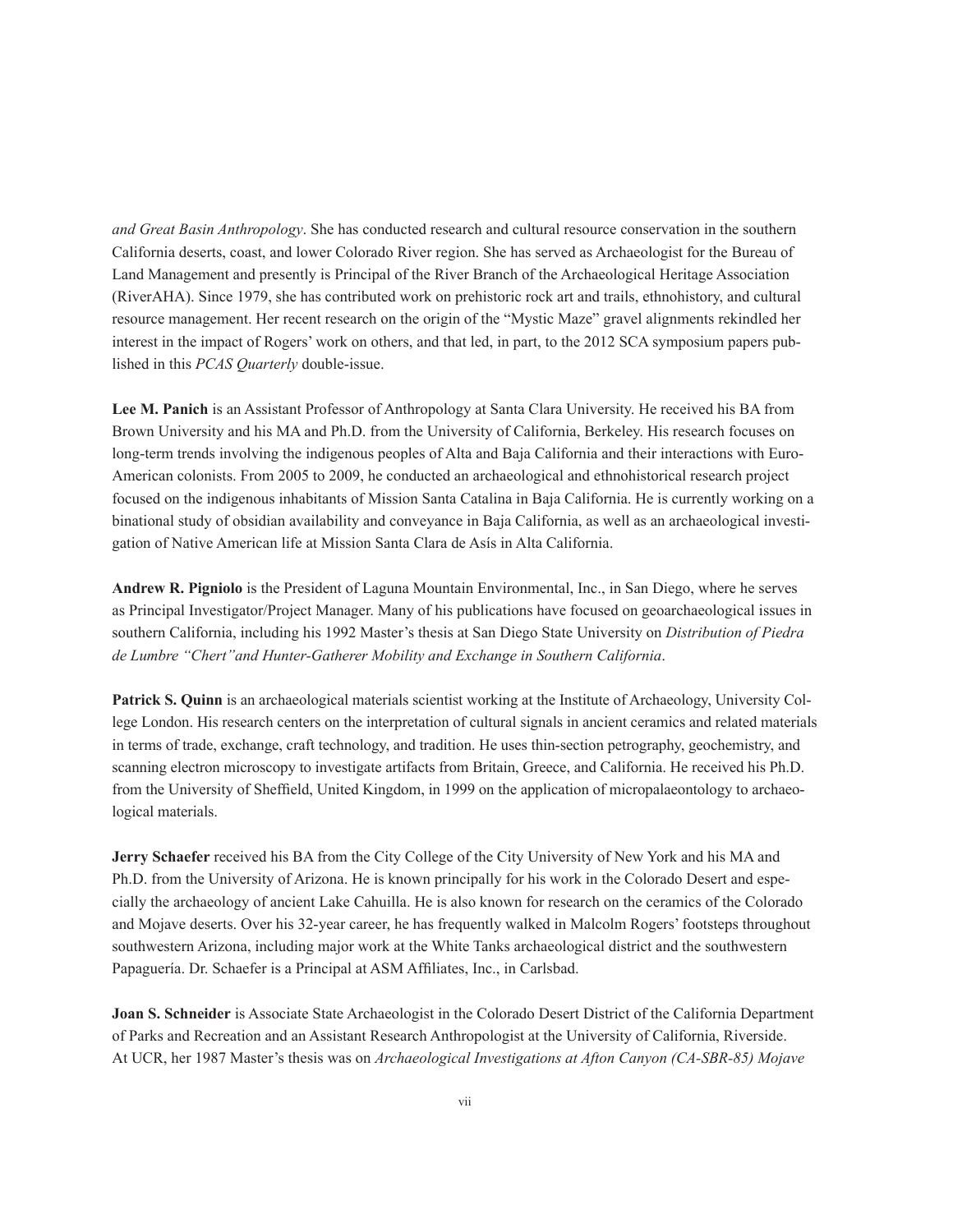*and Great Basin Anthropology*. She has conducted research and cultural resource conservation in the southern California deserts, coast, and lower Colorado River region. She has served as Archaeologist for the Bureau of Land Management and presently is Principal of the River Branch of the Archaeological Heritage Association (RiverAHA). Since 1979, she has contributed work on prehistoric rock art and trails, ethnohistory, and cultural resource management. Her recent research on the origin of the "Mystic Maze" gravel alignments rekindled her interest in the impact of Rogers' work on others, and that led, in part, to the 2012 SCA symposium papers published in this *PCAS Quarterly* double-issue.

**Lee M. Panich** is an Assistant Professor of Anthropology at Santa Clara University. He received his BA from Brown University and his MA and Ph.D. from the University of California, Berkeley. His research focuses on long-term trends involving the indigenous peoples of Alta and Baja California and their interactions with Euro-American colonists. From 2005 to 2009, he conducted an archaeological and ethnohistorical research project focused on the indigenous inhabitants of Mission Santa Catalina in Baja California. He is currently working on a binational study of obsidian availability and conveyance in Baja California, as well as an archaeological investigation of Native American life at Mission Santa Clara de Asís in Alta California.

**Andrew R. Pigniolo** is the President of Laguna Mountain Environmental, Inc., in San Diego, where he serves as Principal Investigator/Project Manager. Many of his publications have focused on geoarchaeological issues in southern California, including his 1992 Master's thesis at San Diego State University on *Distribution of Piedra de Lumbre "Chert"and Hunter-Gatherer Mobility and Exchange in Southern California*.

**Patrick S. Quinn** is an archaeological materials scientist working at the Institute of Archaeology, University College London. His research centers on the interpretation of cultural signals in ancient ceramics and related materials in terms of trade, exchange, craft technology, and tradition. He uses thin-section petrography, geochemistry, and scanning electron microscopy to investigate artifacts from Britain, Greece, and California. He received his Ph.D. from the University of Sheffield, United Kingdom, in 1999 on the application of micropalaeontology to archaeological materials.

**Jerry Schaefer** received his BA from the City College of the City University of New York and his MA and Ph.D. from the University of Arizona. He is known principally for his work in the Colorado Desert and especially the archaeology of ancient Lake Cahuilla. He is also known for research on the ceramics of the Colorado and Mojave deserts. Over his 32-year career, he has frequently walked in Malcolm Rogers' footsteps throughout southwestern Arizona, including major work at the White Tanks archaeological district and the southwestern Papaguería. Dr. Schaefer is a Principal at ASM Affiliates, Inc., in Carlsbad.

**Joan S. Schneider** is Associate State Archaeologist in the Colorado Desert District of the California Department of Parks and Recreation and an Assistant Research Anthropologist at the University of California, Riverside. At UCR, her 1987 Master's thesis was on *Archaeological Investigations at Afton Canyon (CA-SBR-85) Mojave*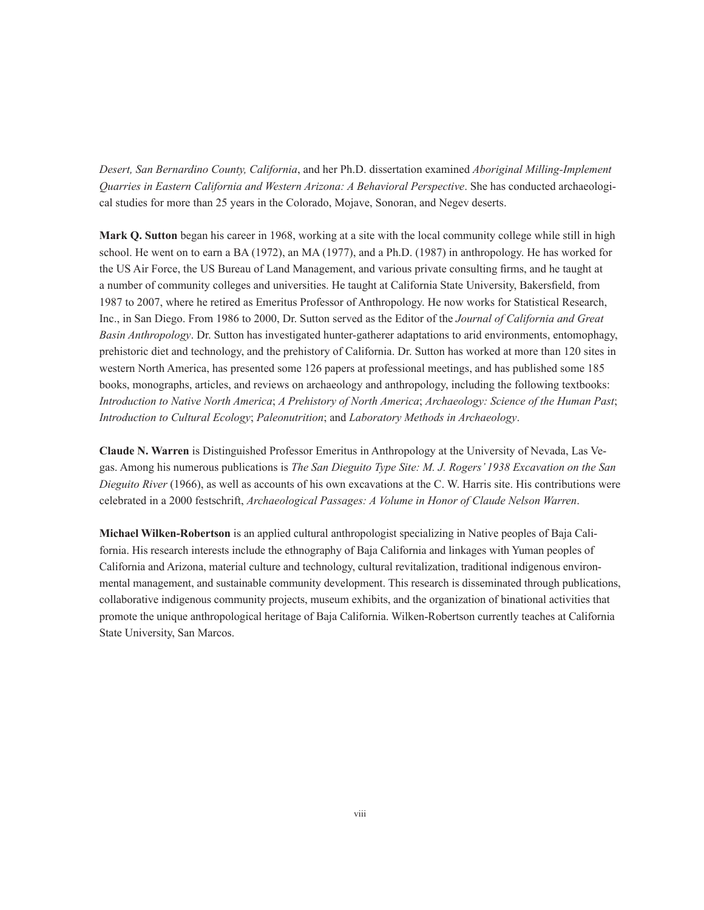*Desert, San Bernardino County, California*, and her Ph.D. dissertation examined *Aboriginal Milling-Implement Quarries in Eastern California and Western Arizona: A Behavioral Perspective*. She has conducted archaeological studies for more than 25 years in the Colorado, Mojave, Sonoran, and Negev deserts.

**Mark Q. Sutton** began his career in 1968, working at a site with the local community college while still in high school. He went on to earn a BA (1972), an MA (1977), and a Ph.D. (1987) in anthropology. He has worked for the US Air Force, the US Bureau of Land Management, and various private consulting firms, and he taught at a number of community colleges and universities. He taught at California State University, Bakersfield, from 1987 to 2007, where he retired as Emeritus Professor of Anthropology. He now works for Statistical Research, Inc., in San Diego. From 1986 to 2000, Dr. Sutton served as the Editor of the *Journal of California and Great Basin Anthropology*. Dr. Sutton has investigated hunter-gatherer adaptations to arid environments, entomophagy, prehistoric diet and technology, and the prehistory of California. Dr. Sutton has worked at more than 120 sites in western North America, has presented some 126 papers at professional meetings, and has published some 185 books, monographs, articles, and reviews on archaeology and anthropology, including the following textbooks: *Introduction to Native North America*; *A Prehistory of North America*; *Archaeology: Science of the Human Past*; *Introduction to Cultural Ecology*; *Paleonutrition*; and *Laboratory Methods in Archaeology*.

**Claude N. Warren** is Distinguished Professor Emeritus in Anthropology at the University of Nevada, Las Vegas. Among his numerous publications is *The San Dieguito Type Site: M. J. Rogers' 1938 Excavation on the San Dieguito River* (1966), as well as accounts of his own excavations at the C. W. Harris site. His contributions were celebrated in a 2000 festschrift, *Archaeological Passages: A Volume in Honor of Claude Nelson Warren*.

**Michael Wilken-Robertson** is an applied cultural anthropologist specializing in Native peoples of Baja California. His research interests include the ethnography of Baja California and linkages with Yuman peoples of California and Arizona, material culture and technology, cultural revitalization, traditional indigenous environmental management, and sustainable community development. This research is disseminated through publications, collaborative indigenous community projects, museum exhibits, and the organization of binational activities that promote the unique anthropological heritage of Baja California. Wilken-Robertson currently teaches at California State University, San Marcos.